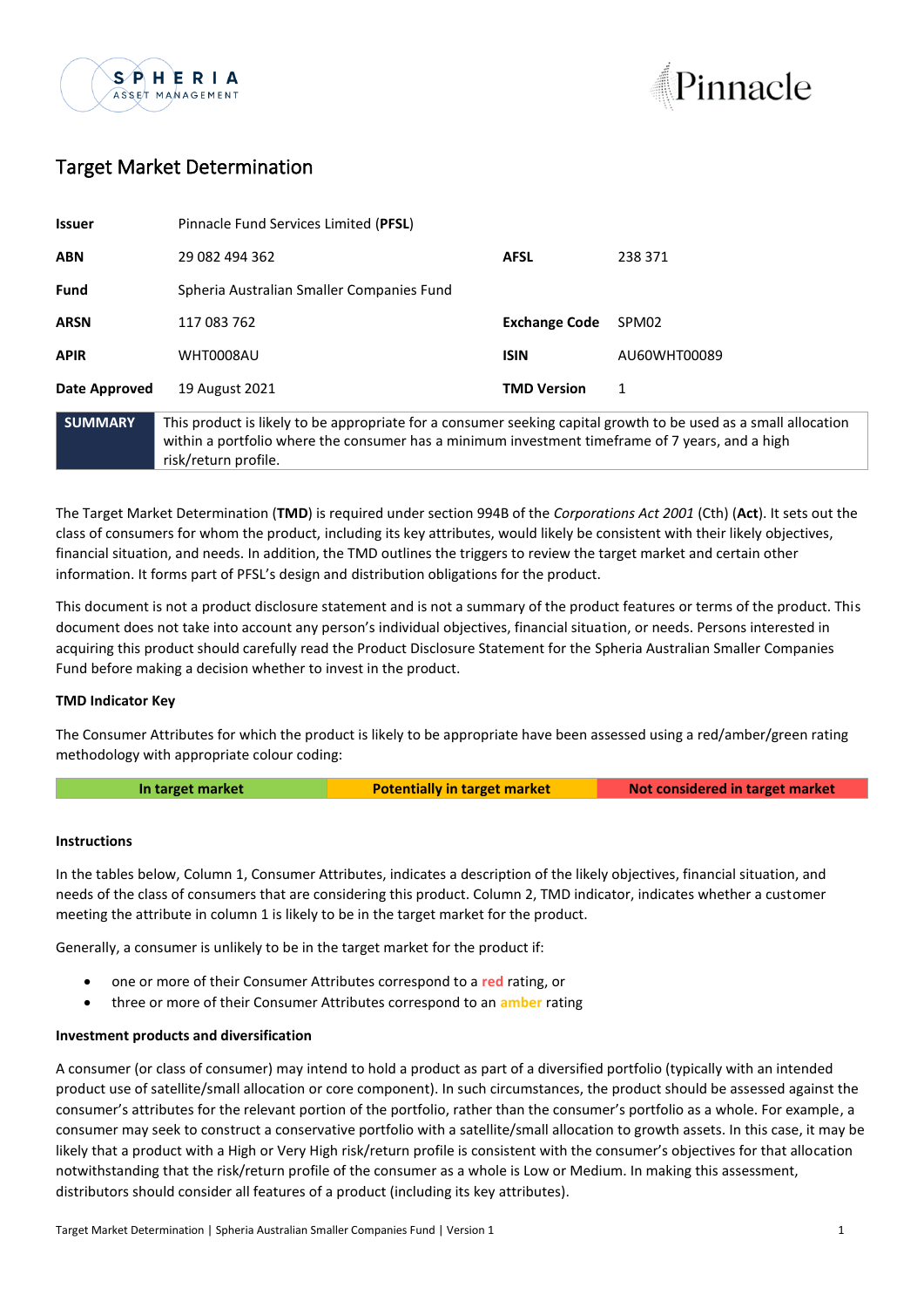# Target Market Determination

| | | | |
|---|---|---|---|
| **Issuer** | Pinnacle Fund Services Limited (**PFSL**) | | |
| **ABN** | 29 082 494 362 | **AFSL** | 238 371 |
| **Fund** | Spheria Australian Smaller Companies Fund | | |
| **ARSN** | 117 083 762 | **Exchange Code** | SPM02 |
| **APIR** | WHT0008AU | **ISIN** | AU60WHT00089 |
| **Date Approved** | 19 August 2021 | **TMD Version** | 1 |

| | |
|---|---|
| **SUMMARY** | This product is likely to be appropriate for a consumer seeking capital growth to be used as a small allocation within a portfolio where the consumer has a minimum investment timeframe of 7 years, and a high risk/return profile. |

The Target Market Determination (**TMD**) is required under section 994B of the *Corporations Act 2001* (Cth) (**Act**). It sets out the class of consumers for whom the product, including its key attributes, would likely be consistent with their likely objectives, financial situation, and needs. In addition, the TMD outlines the triggers to review the target market and certain other information. It forms part of PFSL's design and distribution obligations for the product.

This document is not a product disclosure statement and is not a summary of the product features or terms of the product. This document does not take into account any person's individual objectives, financial situation, or needs. Persons interested in acquiring this product should carefully read the Product Disclosure Statement for the Spheria Australian Smaller Companies Fund before making a decision whether to invest in the product.

**TMD Indicator Key**

The Consumer Attributes for which the product is likely to be appropriate have been assessed using a red/amber/green rating methodology with appropriate colour coding:

| | | |
|---|---|---|
| In target market | Potentially in target market | Not considered in target market |

**Instructions**

In the tables below, Column 1, Consumer Attributes, indicates a description of the likely objectives, financial situation, and needs of the class of consumers that are considering this product. Column 2, TMD indicator, indicates whether a customer meeting the attribute in column 1 is likely to be in the target market for the product.

Generally, a consumer is unlikely to be in the target market for the product if:

- one or more of their Consumer Attributes correspond to a red rating, or
- three or more of their Consumer Attributes correspond to an amber rating

**Investment products and diversification**

A consumer (or class of consumer) may intend to hold a product as part of a diversified portfolio (typically with an intended product use of satellite/small allocation or core component). In such circumstances, the product should be assessed against the consumer's attributes for the relevant portion of the portfolio, rather than the consumer's portfolio as a whole. For example, a consumer may seek to construct a conservative portfolio with a satellite/small allocation to growth assets. In this case, it may be likely that a product with a High or Very High risk/return profile is consistent with the consumer's objectives for that allocation notwithstanding that the risk/return profile of the consumer as a whole is Low or Medium. In making this assessment, distributors should consider all features of a product (including its key attributes).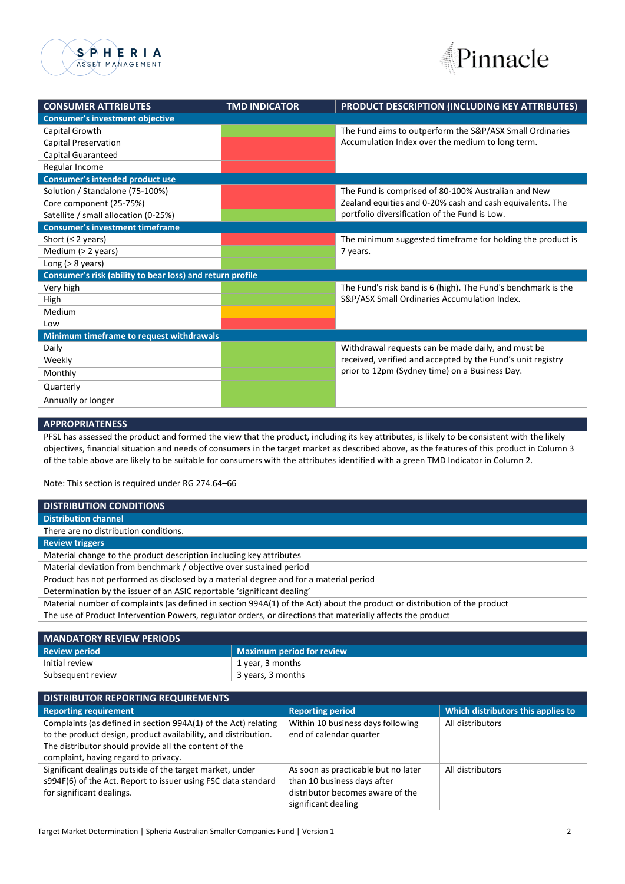| CONSUMER ATTRIBUTES | TMD INDICATOR | PRODUCT DESCRIPTION (INCLUDING KEY ATTRIBUTES) |
|---|---|---|
| **Consumer's investment objective** | | |
| Capital Growth | | The Fund aims to outperform the S&P/ASX Small Ordinaries Accumulation Index over the medium to long term. |
| Capital Preservation | | |
| Capital Guaranteed | | |
| Regular Income | | |
| **Consumer's intended product use** | | |
| Solution / Standalone (75-100%) | | The Fund is comprised of 80-100% Australian and New Zealand equities and 0-20% cash and cash equivalents. The portfolio diversification of the Fund is Low. |
| Core component (25-75%) | | |
| Satellite / small allocation (0-25%) | | |
| **Consumer's investment timeframe** | | |
| Short (≤ 2 years) | | The minimum suggested timeframe for holding the product is 7 years. |
| Medium (> 2 years) | | |
| Long (> 8 years) | | |
| **Consumer's risk (ability to bear loss) and return profile** | | |
| Very high | | The Fund's risk band is 6 (high). The Fund's benchmark is the S&P/ASX Small Ordinaries Accumulation Index. |
| High | | |
| Medium | | |
| Low | | |
| **Minimum timeframe to request withdrawals** | | |
| Daily | | Withdrawal requests can be made daily, and must be received, verified and accepted by the Fund's unit registry prior to 12pm (Sydney time) on a Business Day. |
| Weekly | | |
| Monthly | | |
| Quarterly | | |
| Annually or longer | | |

## APPROPRIATENESS

PFSL has assessed the product and formed the view that the product, including its key attributes, is likely to be consistent with the likely objectives, financial situation and needs of consumers in the target market as described above, as the features of this product in Column 3 of the table above are likely to be suitable for consumers with the attributes identified with a green TMD Indicator in Column 2.

Note: This section is required under RG 274.64–66

## DISTRIBUTION CONDITIONS

**Distribution channel**

There are no distribution conditions.

**Review triggers**

- Material change to the product description including key attributes
- Material deviation from benchmark / objective over sustained period
- Product has not performed as disclosed by a material degree and for a material period
- Determination by the issuer of an ASIC reportable 'significant dealing'
- Material number of complaints (as defined in section 994A(1) of the Act) about the product or distribution of the product
- The use of Product Intervention Powers, regulator orders, or directions that materially affects the product

## MANDATORY REVIEW PERIODS

| Review period | Maximum period for review |
|---|---|
| Initial review | 1 year, 3 months |
| Subsequent review | 3 years, 3 months |

## DISTRIBUTOR REPORTING REQUIREMENTS

| Reporting requirement | Reporting period | Which distributors this applies to |
|---|---|---|
| Complaints (as defined in section 994A(1) of the Act) relating to the product design, product availability, and distribution. The distributor should provide all the content of the complaint, having regard to privacy. | Within 10 business days following end of calendar quarter | All distributors |
| Significant dealings outside of the target market, under s994F(6) of the Act. Report to issuer using FSC data standard for significant dealings. | As soon as practicable but no later than 10 business days after distributor becomes aware of the significant dealing | All distributors |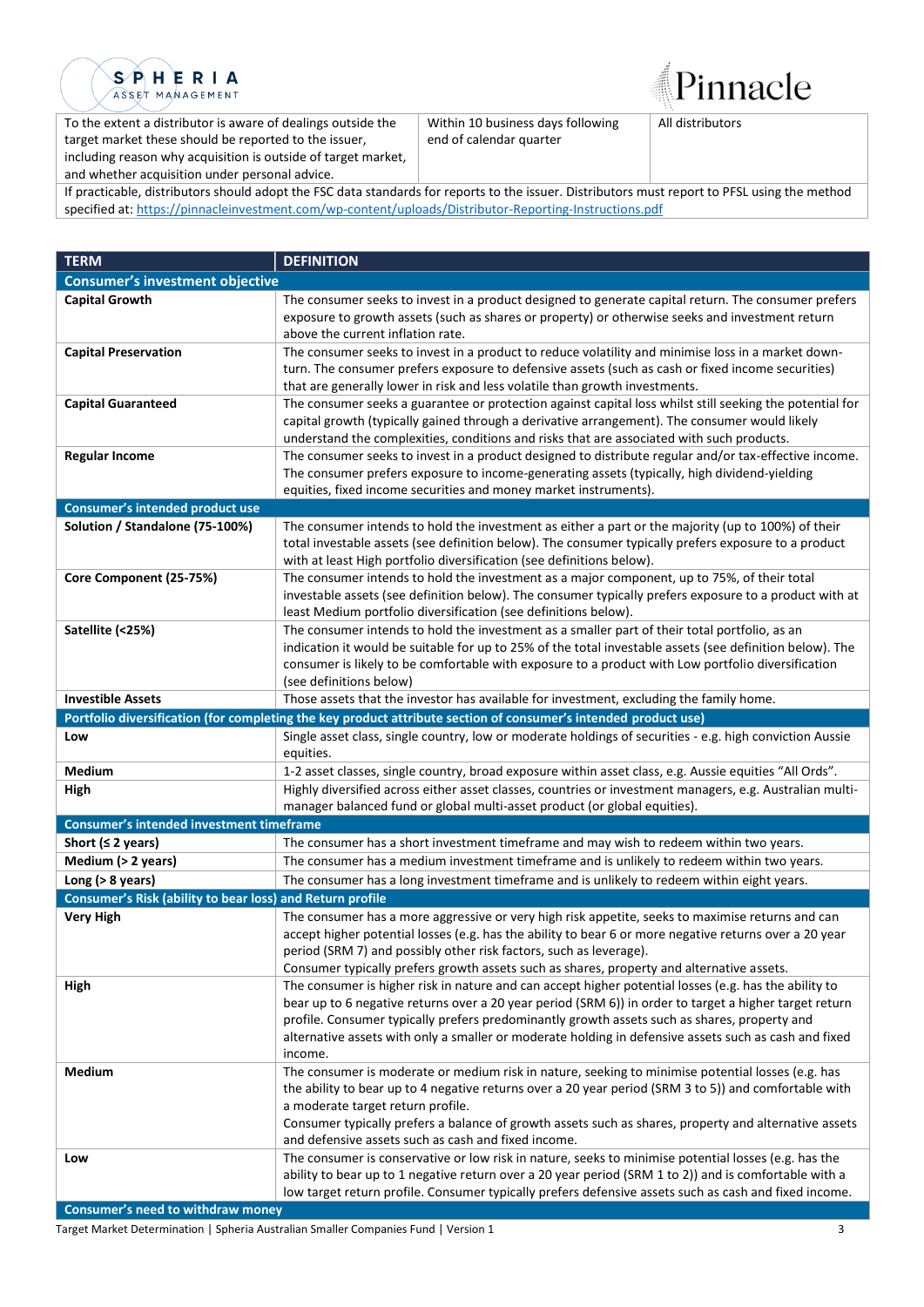| | | |
|---|---|---|
| To the extent a distributor is aware of dealings outside the target market these should be reported to the issuer, including reason why acquisition is outside of target market, and whether acquisition under personal advice. | Within 10 business days following end of calendar quarter | All distributors |
| If practicable, distributors should adopt the FSC data standards for reports to the issuer. Distributors must report to PFSL using the method specified at: https://pinnacleinvestment.com/wp-content/uploads/Distributor-Reporting-Instructions.pdf | | |

| TERM | DEFINITION |
|---|---|
| **Consumer's investment objective** | |
| **Capital Growth** | The consumer seeks to invest in a product designed to generate capital return. The consumer prefers exposure to growth assets (such as shares or property) or otherwise seeks and investment return above the current inflation rate. |
| **Capital Preservation** | The consumer seeks to invest in a product to reduce volatility and minimise loss in a market down-turn. The consumer prefers exposure to defensive assets (such as cash or fixed income securities) that are generally lower in risk and less volatile than growth investments. |
| **Capital Guaranteed** | The consumer seeks a guarantee or protection against capital loss whilst still seeking the potential for capital growth (typically gained through a derivative arrangement). The consumer would likely understand the complexities, conditions and risks that are associated with such products. |
| **Regular Income** | The consumer seeks to invest in a product designed to distribute regular and/or tax-effective income. The consumer prefers exposure to income-generating assets (typically, high dividend-yielding equities, fixed income securities and money market instruments). |
| **Consumer's intended product use** | |
| **Solution / Standalone (75-100%)** | The consumer intends to hold the investment as either a part or the majority (up to 100%) of their total investable assets (see definition below). The consumer typically prefers exposure to a product with at least High portfolio diversification (see definitions below). |
| **Core Component (25-75%)** | The consumer intends to hold the investment as a major component, up to 75%, of their total investable assets (see definition below). The consumer typically prefers exposure to a product with at least Medium portfolio diversification (see definitions below). |
| **Satellite (<25%)** | The consumer intends to hold the investment as a smaller part of their total portfolio, as an indication it would be suitable for up to 25% of the total investable assets (see definition below). The consumer is likely to be comfortable with exposure to a product with Low portfolio diversification (see definitions below) |
| **Investible Assets** | Those assets that the investor has available for investment, excluding the family home. |
| **Portfolio diversification (for completing the key product attribute section of consumer's intended product use)** | |
| **Low** | Single asset class, single country, low or moderate holdings of securities - e.g. high conviction Aussie equities. |
| **Medium** | 1-2 asset classes, single country, broad exposure within asset class, e.g. Aussie equities "All Ords". |
| **High** | Highly diversified across either asset classes, countries or investment managers, e.g. Australian multi-manager balanced fund or global multi-asset product (or global equities). |
| **Consumer's intended investment timeframe** | |
| **Short (≤ 2 years)** | The consumer has a short investment timeframe and may wish to redeem within two years. |
| **Medium (> 2 years)** | The consumer has a medium investment timeframe and is unlikely to redeem within two years. |
| **Long (> 8 years)** | The consumer has a long investment timeframe and is unlikely to redeem within eight years. |
| **Consumer's Risk (ability to bear loss) and Return profile** | |
| **Very High** | The consumer has a more aggressive or very high risk appetite, seeks to maximise returns and can accept higher potential losses (e.g. has the ability to bear 6 or more negative returns over a 20 year period (SRM 7) and possibly other risk factors, such as leverage).<br>Consumer typically prefers growth assets such as shares, property and alternative assets. |
| **High** | The consumer is higher risk in nature and can accept higher potential losses (e.g. has the ability to bear up to 6 negative returns over a 20 year period (SRM 6)) in order to target a higher target return profile. Consumer typically prefers predominantly growth assets such as shares, property and alternative assets with only a smaller or moderate holding in defensive assets such as cash and fixed income. |
| **Medium** | The consumer is moderate or medium risk in nature, seeking to minimise potential losses (e.g. has the ability to bear up to 4 negative returns over a 20 year period (SRM 3 to 5)) and comfortable with a moderate target return profile.<br>Consumer typically prefers a balance of growth assets such as shares, property and alternative assets and defensive assets such as cash and fixed income. |
| **Low** | The consumer is conservative or low risk in nature, seeks to minimise potential losses (e.g. has the ability to bear up to 1 negative return over a 20 year period (SRM 1 to 2)) and is comfortable with a low target return profile. Consumer typically prefers defensive assets such as cash and fixed income. |
| **Consumer's need to withdraw money** | |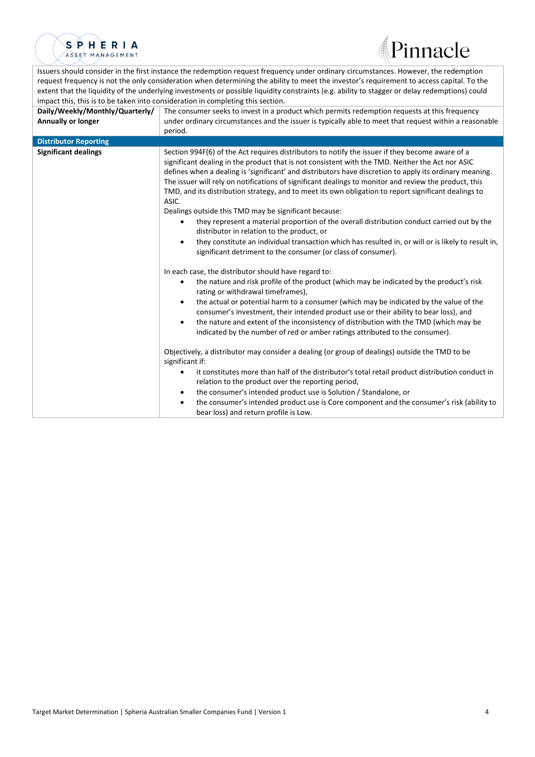| | |
|---|---|
| Issuers should consider in the first instance the redemption request frequency under ordinary circumstances. However, the redemption request frequency is not the only consideration when determining the ability to meet the investor's requirement to access capital. To the extent that the liquidity of the underlying investments or possible liquidity constraints (e.g. ability to stagger or delay redemptions) could impact this, this is to be taken into consideration in completing this section. | |
| **Daily/Weekly/Monthly/Quarterly/ Annually or longer** | The consumer seeks to invest in a product which permits redemption requests at this frequency under ordinary circumstances and the issuer is typically able to meet that request within a reasonable period. |
| **Distributor Reporting** | |
| **Significant dealings** | Section 994F(6) of the Act requires distributors to notify the issuer if they become aware of a significant dealing in the product that is not consistent with the TMD. Neither the Act nor ASIC defines when a dealing is 'significant' and distributors have discretion to apply its ordinary meaning. The issuer will rely on notifications of significant dealings to monitor and review the product, this TMD, and its distribution strategy, and to meet its own obligation to report significant dealings to ASIC.<br>Dealings outside this TMD may be significant because:<br>• they represent a material proportion of the overall distribution conduct carried out by the distributor in relation to the product, or<br>• they constitute an individual transaction which has resulted in, or will or is likely to result in, significant detriment to the consumer (or class of consumer).<br><br>In each case, the distributor should have regard to:<br>• the nature and risk profile of the product (which may be indicated by the product's risk rating or withdrawal timeframes),<br>• the actual or potential harm to a consumer (which may be indicated by the value of the consumer's investment, their intended product use or their ability to bear loss), and<br>• the nature and extent of the inconsistency of distribution with the TMD (which may be indicated by the number of red or amber ratings attributed to the consumer).<br><br>Objectively, a distributor may consider a dealing (or group of dealings) outside the TMD to be significant if:<br>• it constitutes more than half of the distributor's total retail product distribution conduct in relation to the product over the reporting period,<br>• the consumer's intended product use is Solution / Standalone, or<br>• the consumer's intended product use is Core component and the consumer's risk (ability to bear loss) and return profile is Low. |